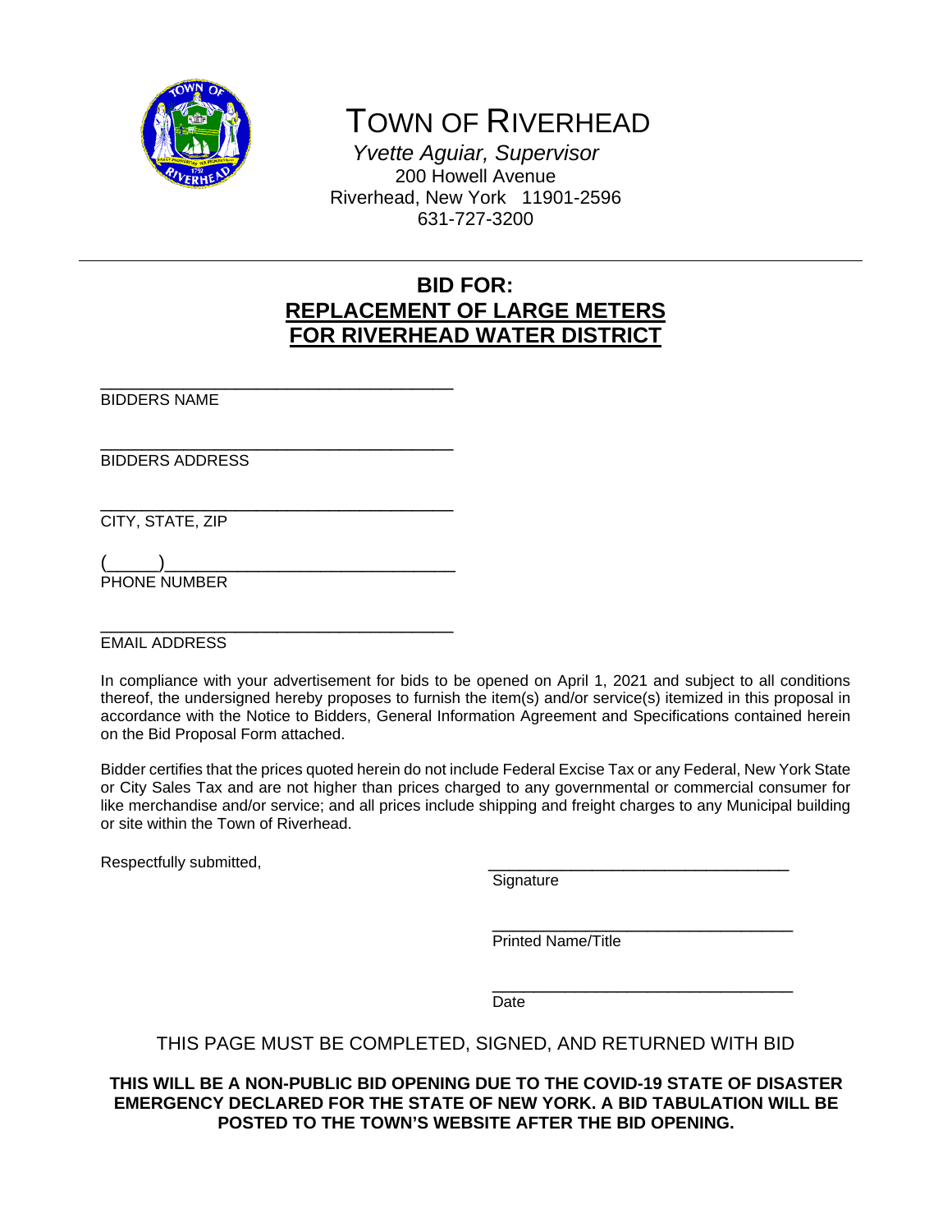# TOWN OF RIVERHEAD

*Yvette Aguiar, Supervisor*
200 Howell Avenue
Riverhead, New York 11901-2596
631-727-3200

---

## BID FOR:
## REPLACEMENT OF LARGE METERS FOR RIVERHEAD WATER DISTRICT

\_\_\_\_\_\_\_\_\_\_\_\_\_\_\_\_\_\_\_\_\_\_\_\_\_\_\_\_\_\_\_\_\_\_\_\_\_\_\_
BIDDERS NAME

\_\_\_\_\_\_\_\_\_\_\_\_\_\_\_\_\_\_\_\_\_\_\_\_\_\_\_\_\_\_\_\_\_\_\_\_\_\_\_
BIDDERS ADDRESS

\_\_\_\_\_\_\_\_\_\_\_\_\_\_\_\_\_\_\_\_\_\_\_\_\_\_\_\_\_\_\_\_\_\_\_\_\_\_\_
CITY, STATE, ZIP

(\_\_\_\_\_)\_\_\_\_\_\_\_\_\_\_\_\_\_\_\_\_\_\_\_\_\_\_\_\_\_\_\_\_\_\_
PHONE NUMBER

\_\_\_\_\_\_\_\_\_\_\_\_\_\_\_\_\_\_\_\_\_\_\_\_\_\_\_\_\_\_\_\_\_\_\_\_\_\_\_
EMAIL ADDRESS

In compliance with your advertisement for bids to be opened on April 1, 2021 and subject to all conditions thereof, the undersigned hereby proposes to furnish the item(s) and/or service(s) itemized in this proposal in accordance with the Notice to Bidders, General Information Agreement and Specifications contained herein on the Bid Proposal Form attached.

Bidder certifies that the prices quoted herein do not include Federal Excise Tax or any Federal, New York State or City Sales Tax and are not higher than prices charged to any governmental or commercial consumer for like merchandise and/or service; and all prices include shipping and freight charges to any Municipal building or site within the Town of Riverhead.

Respectfully submitted,

\_\_\_\_\_\_\_\_\_\_\_\_\_\_\_\_\_\_\_\_\_\_\_\_\_\_\_\_\_\_\_\_\_\_\_
Signature

\_\_\_\_\_\_\_\_\_\_\_\_\_\_\_\_\_\_\_\_\_\_\_\_\_\_\_\_\_\_\_\_\_\_\_
Printed Name/Title

\_\_\_\_\_\_\_\_\_\_\_\_\_\_\_\_\_\_\_\_\_\_\_\_\_\_\_\_\_\_\_\_\_\_\_
Date

THIS PAGE MUST BE COMPLETED, SIGNED, AND RETURNED WITH BID

**THIS WILL BE A NON-PUBLIC BID OPENING DUE TO THE COVID-19 STATE OF DISASTER EMERGENCY DECLARED FOR THE STATE OF NEW YORK. A BID TABULATION WILL BE POSTED TO THE TOWN'S WEBSITE AFTER THE BID OPENING.**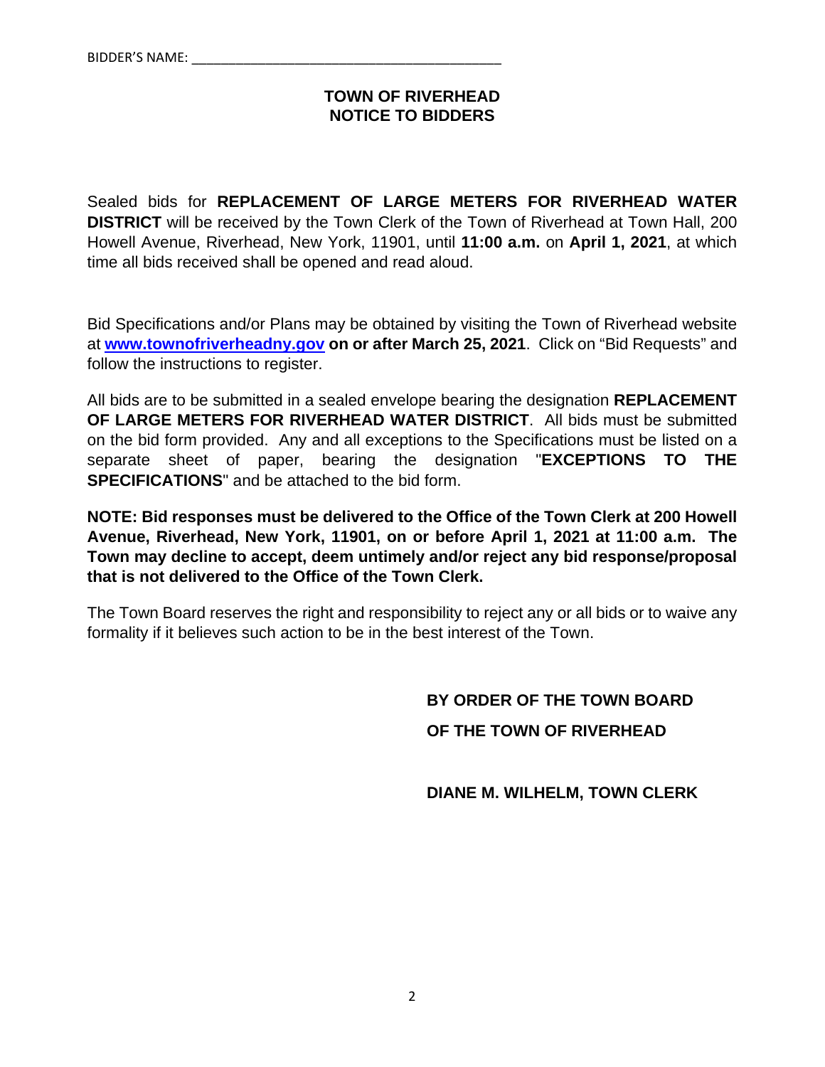BIDDER'S NAME: ___________________________________________

# TOWN OF RIVERHEAD
# NOTICE TO BIDDERS

Sealed bids for **REPLACEMENT OF LARGE METERS FOR RIVERHEAD WATER DISTRICT** will be received by the Town Clerk of the Town of Riverhead at Town Hall, 200 Howell Avenue, Riverhead, New York, 11901, until **11:00 a.m.** on **April 1, 2021**, at which time all bids received shall be opened and read aloud.

Bid Specifications and/or Plans may be obtained by visiting the Town of Riverhead website at **www.townofriverheadny.gov on or after March 25, 2021**. Click on "Bid Requests" and follow the instructions to register.

All bids are to be submitted in a sealed envelope bearing the designation **REPLACEMENT OF LARGE METERS FOR RIVERHEAD WATER DISTRICT**. All bids must be submitted on the bid form provided. Any and all exceptions to the Specifications must be listed on a separate sheet of paper, bearing the designation "**EXCEPTIONS TO THE SPECIFICATIONS**" and be attached to the bid form.

**NOTE: Bid responses must be delivered to the Office of the Town Clerk at 200 Howell Avenue, Riverhead, New York, 11901, on or before April 1, 2021 at 11:00 a.m. The Town may decline to accept, deem untimely and/or reject any bid response/proposal that is not delivered to the Office of the Town Clerk.**

The Town Board reserves the right and responsibility to reject any or all bids or to waive any formality if it believes such action to be in the best interest of the Town.

**BY ORDER OF THE TOWN BOARD**

**OF THE TOWN OF RIVERHEAD**

**DIANE M. WILHELM, TOWN CLERK**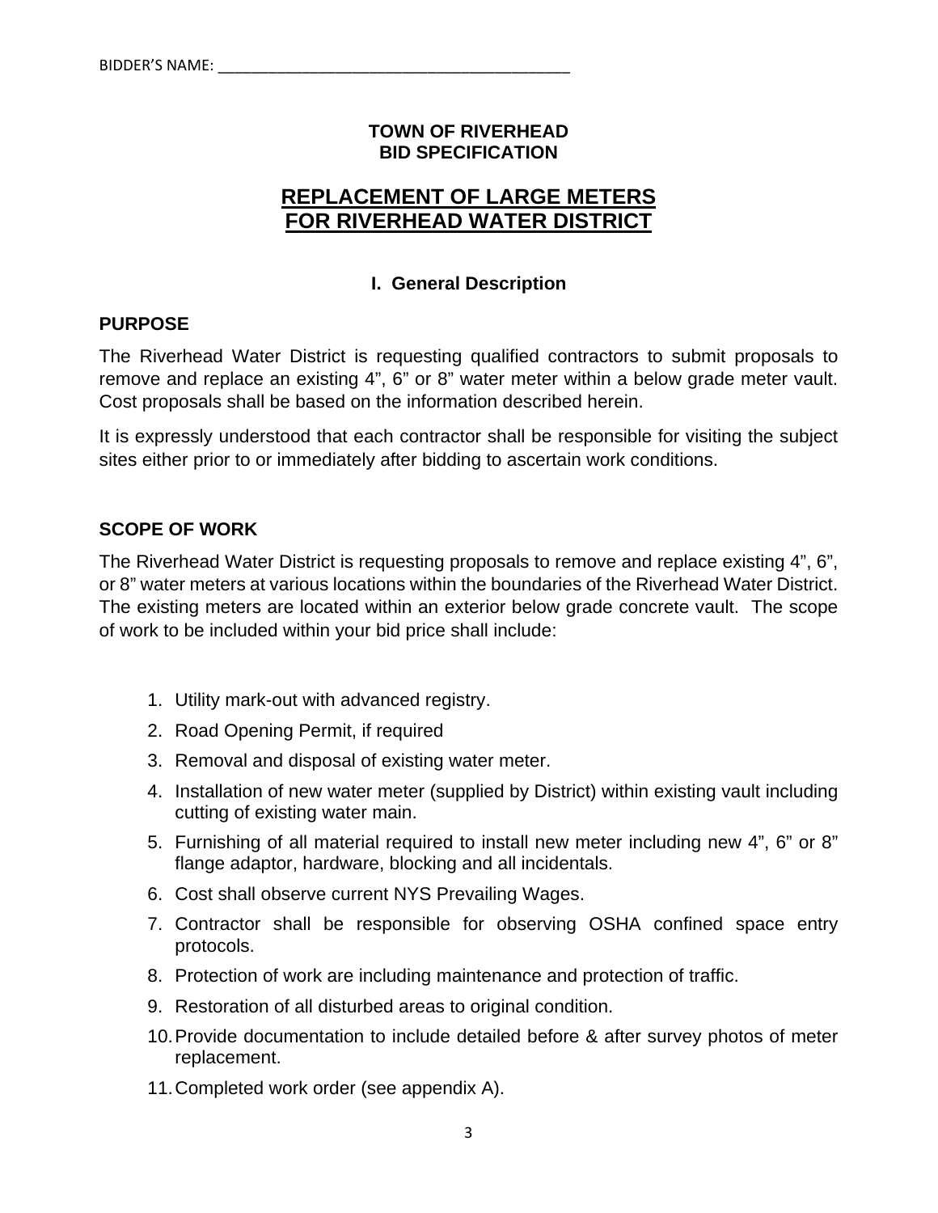BIDDER'S NAME: ________________________________________

**TOWN OF RIVERHEAD**
**BID SPECIFICATION**

# REPLACEMENT OF LARGE METERS FOR RIVERHEAD WATER DISTRICT

## I. General Description

### PURPOSE

The Riverhead Water District is requesting qualified contractors to submit proposals to remove and replace an existing 4", 6" or 8" water meter within a below grade meter vault. Cost proposals shall be based on the information described herein.

It is expressly understood that each contractor shall be responsible for visiting the subject sites either prior to or immediately after bidding to ascertain work conditions.

### SCOPE OF WORK

The Riverhead Water District is requesting proposals to remove and replace existing 4", 6", or 8" water meters at various locations within the boundaries of the Riverhead Water District. The existing meters are located within an exterior below grade concrete vault. The scope of work to be included within your bid price shall include:

1. Utility mark-out with advanced registry.
2. Road Opening Permit, if required
3. Removal and disposal of existing water meter.
4. Installation of new water meter (supplied by District) within existing vault including cutting of existing water main.
5. Furnishing of all material required to install new meter including new 4", 6" or 8" flange adaptor, hardware, blocking and all incidentals.
6. Cost shall observe current NYS Prevailing Wages.
7. Contractor shall be responsible for observing OSHA confined space entry protocols.
8. Protection of work are including maintenance and protection of traffic.
9. Restoration of all disturbed areas to original condition.
10. Provide documentation to include detailed before & after survey photos of meter replacement.
11. Completed work order (see appendix A).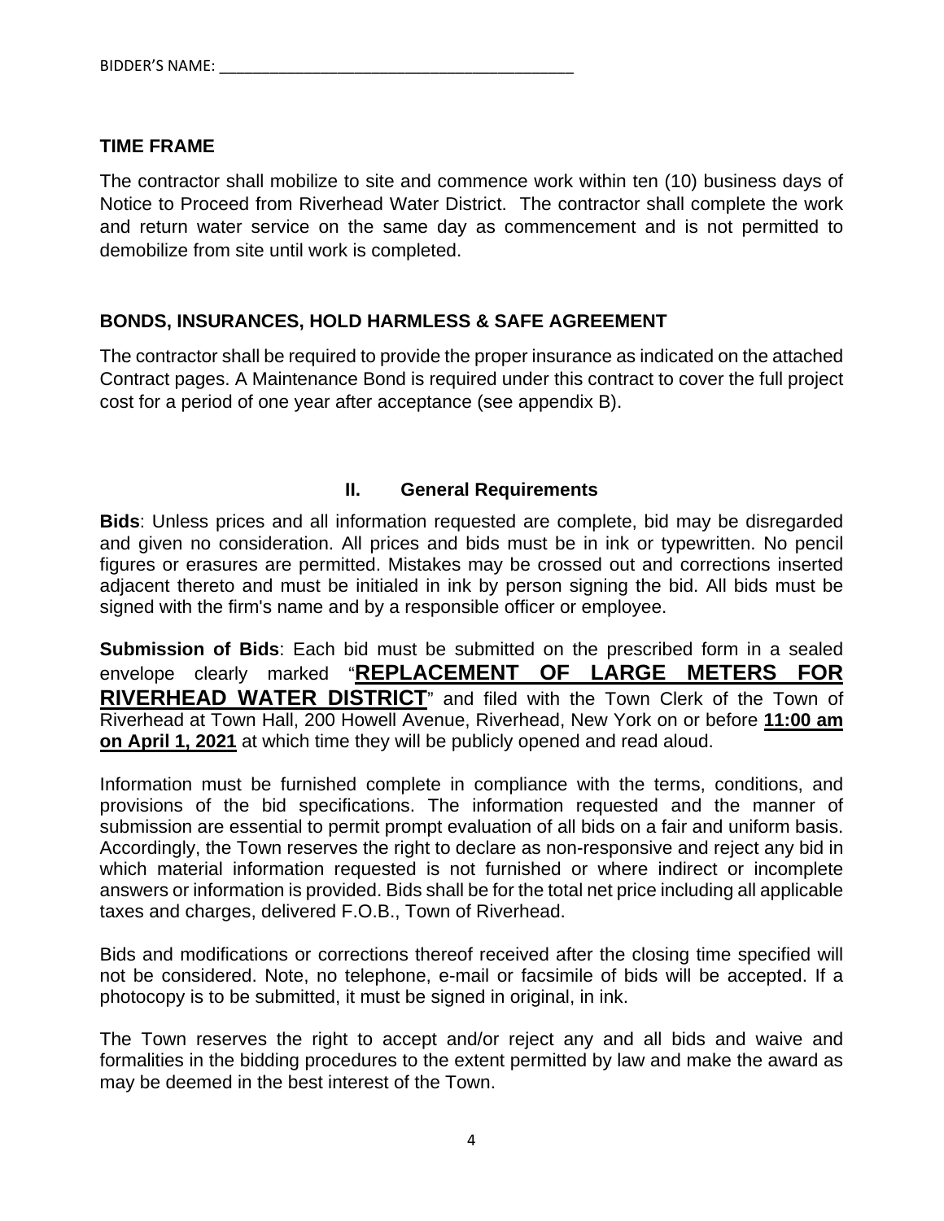BIDDER'S NAME: ________________________________________

## TIME FRAME

The contractor shall mobilize to site and commence work within ten (10) business days of Notice to Proceed from Riverhead Water District. The contractor shall complete the work and return water service on the same day as commencement and is not permitted to demobilize from site until work is completed.

## BONDS, INSURANCES, HOLD HARMLESS & SAFE AGREEMENT

The contractor shall be required to provide the proper insurance as indicated on the attached Contract pages. A Maintenance Bond is required under this contract to cover the full project cost for a period of one year after acceptance (see appendix B).

## II. General Requirements

**Bids**: Unless prices and all information requested are complete, bid may be disregarded and given no consideration. All prices and bids must be in ink or typewritten. No pencil figures or erasures are permitted. Mistakes may be crossed out and corrections inserted adjacent thereto and must be initialed in ink by person signing the bid. All bids must be signed with the firm's name and by a responsible officer or employee.

**Submission of Bids**: Each bid must be submitted on the prescribed form in a sealed envelope clearly marked "**REPLACEMENT OF LARGE METERS FOR RIVERHEAD WATER DISTRICT**" and filed with the Town Clerk of the Town of Riverhead at Town Hall, 200 Howell Avenue, Riverhead, New York on or before **11:00 am on April 1, 2021** at which time they will be publicly opened and read aloud.

Information must be furnished complete in compliance with the terms, conditions, and provisions of the bid specifications. The information requested and the manner of submission are essential to permit prompt evaluation of all bids on a fair and uniform basis. Accordingly, the Town reserves the right to declare as non-responsive and reject any bid in which material information requested is not furnished or where indirect or incomplete answers or information is provided. Bids shall be for the total net price including all applicable taxes and charges, delivered F.O.B., Town of Riverhead.

Bids and modifications or corrections thereof received after the closing time specified will not be considered. Note, no telephone, e-mail or facsimile of bids will be accepted. If a photocopy is to be submitted, it must be signed in original, in ink.

The Town reserves the right to accept and/or reject any and all bids and waive and formalities in the bidding procedures to the extent permitted by law and make the award as may be deemed in the best interest of the Town.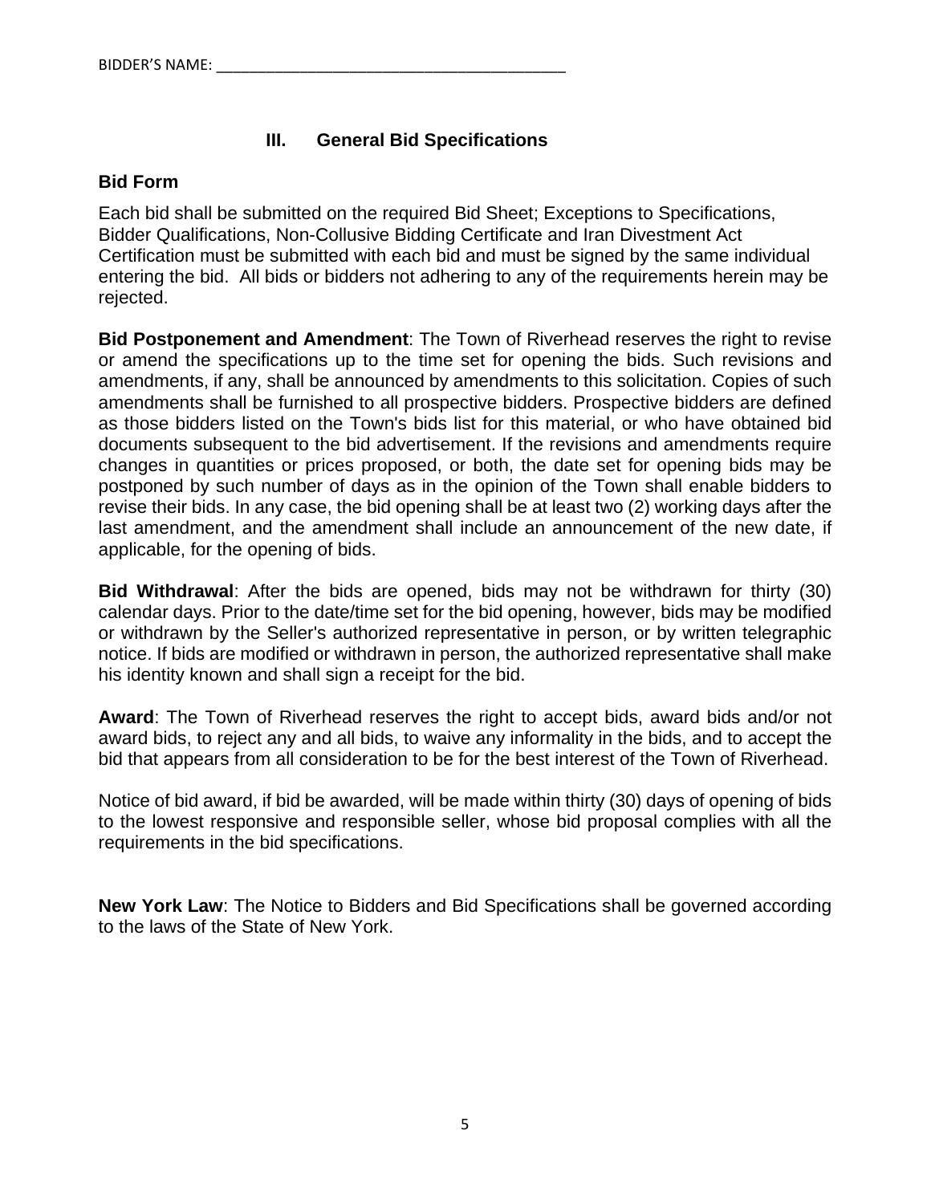BIDDER'S NAME: ________________________________________

## III. General Bid Specifications

### Bid Form

Each bid shall be submitted on the required Bid Sheet; Exceptions to Specifications, Bidder Qualifications, Non-Collusive Bidding Certificate and Iran Divestment Act Certification must be submitted with each bid and must be signed by the same individual entering the bid. All bids or bidders not adhering to any of the requirements herein may be rejected.

**Bid Postponement and Amendment**: The Town of Riverhead reserves the right to revise or amend the specifications up to the time set for opening the bids. Such revisions and amendments, if any, shall be announced by amendments to this solicitation. Copies of such amendments shall be furnished to all prospective bidders. Prospective bidders are defined as those bidders listed on the Town's bids list for this material, or who have obtained bid documents subsequent to the bid advertisement. If the revisions and amendments require changes in quantities or prices proposed, or both, the date set for opening bids may be postponed by such number of days as in the opinion of the Town shall enable bidders to revise their bids. In any case, the bid opening shall be at least two (2) working days after the last amendment, and the amendment shall include an announcement of the new date, if applicable, for the opening of bids.

**Bid Withdrawal**: After the bids are opened, bids may not be withdrawn for thirty (30) calendar days. Prior to the date/time set for the bid opening, however, bids may be modified or withdrawn by the Seller's authorized representative in person, or by written telegraphic notice. If bids are modified or withdrawn in person, the authorized representative shall make his identity known and shall sign a receipt for the bid.

**Award**: The Town of Riverhead reserves the right to accept bids, award bids and/or not award bids, to reject any and all bids, to waive any informality in the bids, and to accept the bid that appears from all consideration to be for the best interest of the Town of Riverhead.

Notice of bid award, if bid be awarded, will be made within thirty (30) days of opening of bids to the lowest responsive and responsible seller, whose bid proposal complies with all the requirements in the bid specifications.

**New York Law**: The Notice to Bidders and Bid Specifications shall be governed according to the laws of the State of New York.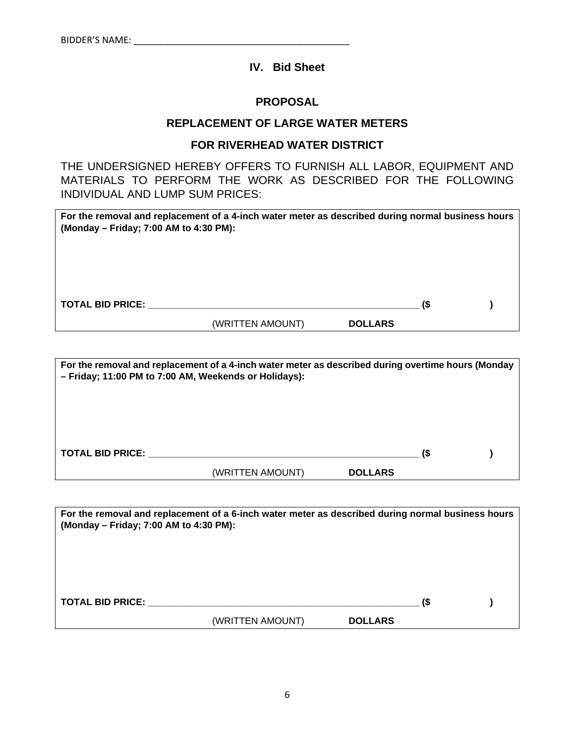BIDDER'S NAME: ___________________________________________

## IV. Bid Sheet

### PROPOSAL

### REPLACEMENT OF LARGE WATER METERS

### FOR RIVERHEAD WATER DISTRICT

THE UNDERSIGNED HEREBY OFFERS TO FURNISH ALL LABOR, EQUIPMENT AND MATERIALS TO PERFORM THE WORK AS DESCRIBED FOR THE FOLLOWING INDIVIDUAL AND LUMP SUM PRICES:

**For the removal and replacement of a 4-inch water meter as described during normal business hours (Monday – Friday; 7:00 AM to 4:30 PM):**

**TOTAL BID PRICE:** _______________________________________________________ **($ )**

(WRITTEN AMOUNT) **DOLLARS**

**For the removal and replacement of a 4-inch water meter as described during overtime hours (Monday – Friday; 11:00 PM to 7:00 AM, Weekends or Holidays):**

**TOTAL BID PRICE:** _______________________________________________________ **($ )**

(WRITTEN AMOUNT) **DOLLARS**

**For the removal and replacement of a 6-inch water meter as described during normal business hours (Monday – Friday; 7:00 AM to 4:30 PM):**

**TOTAL BID PRICE:** _______________________________________________________ **($ )**

(WRITTEN AMOUNT) **DOLLARS**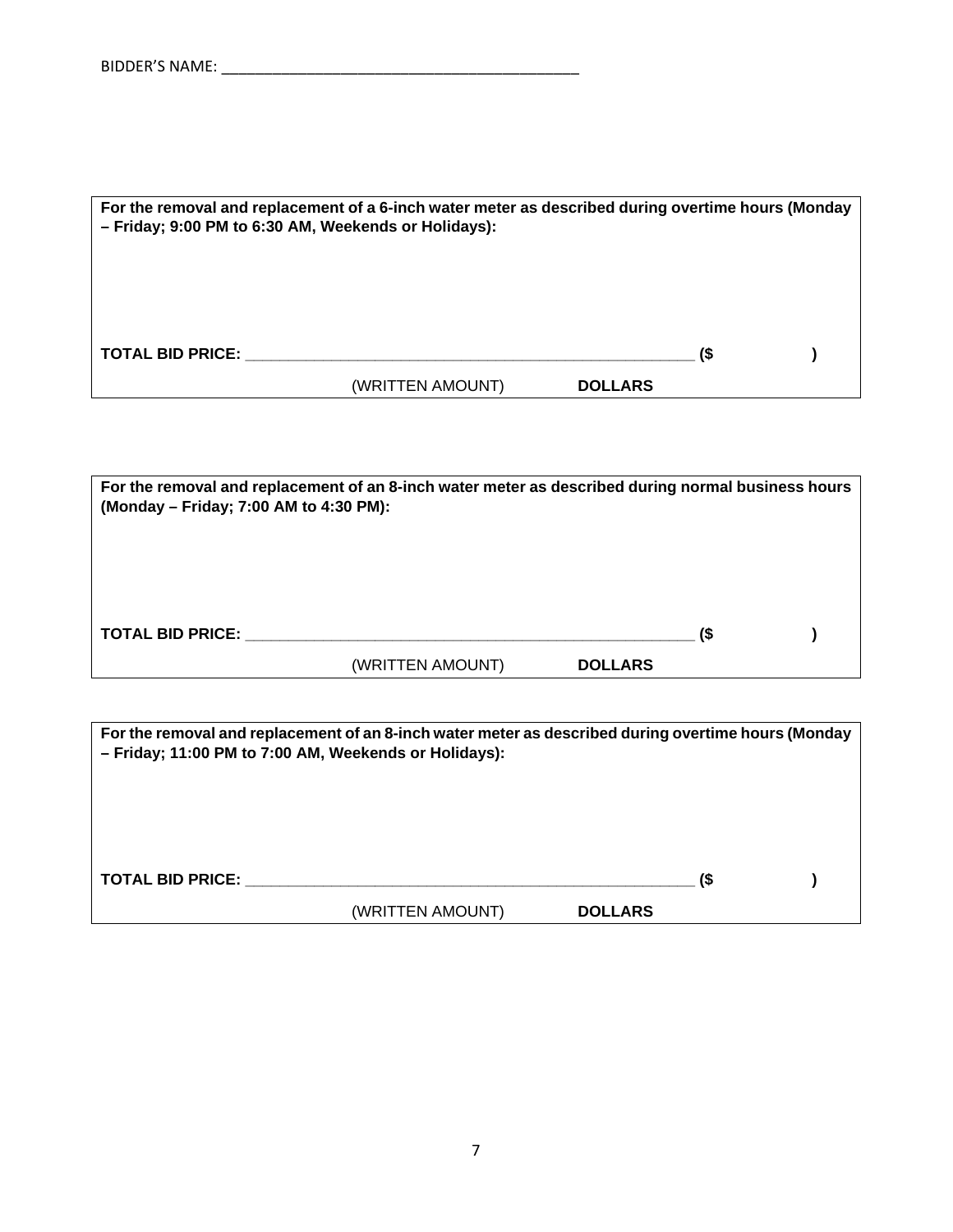BIDDER'S NAME: ___________________________________________

**For the removal and replacement of a 6-inch water meter as described during overtime hours (Monday – Friday; 9:00 PM to 6:30 AM, Weekends or Holidays):**

**TOTAL BID PRICE:** ______________________________________________________ **($ )**

(WRITTEN AMOUNT) **DOLLARS**

**For the removal and replacement of an 8-inch water meter as described during normal business hours (Monday – Friday; 7:00 AM to 4:30 PM):**

**TOTAL BID PRICE:** ______________________________________________________ **($ )**

(WRITTEN AMOUNT) **DOLLARS**

**For the removal and replacement of an 8-inch water meter as described during overtime hours (Monday – Friday; 11:00 PM to 7:00 AM, Weekends or Holidays):**

**TOTAL BID PRICE:** ______________________________________________________ **($ )**

(WRITTEN AMOUNT) **DOLLARS**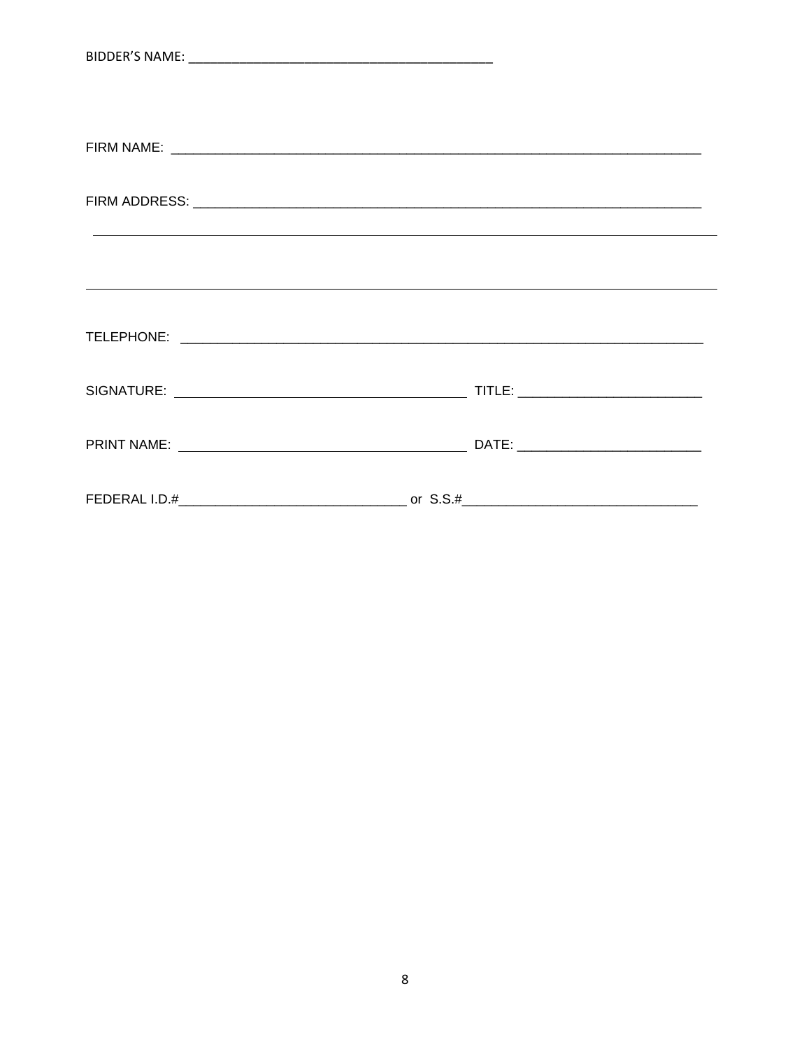BIDDER'S NAME: ___________________________________________

FIRM NAME: ___________________________________________________________________________

FIRM ADDRESS: ________________________________________________________________________

_____________________________________________________________________________________

_____________________________________________________________________________________

TELEPHONE: ___________________________________________________________________________

SIGNATURE: ______________________________________ TITLE: _________________________

PRINT NAME: _____________________________________ DATE: _________________________

FEDERAL I.D.#______________________________ or S.S.#_______________________________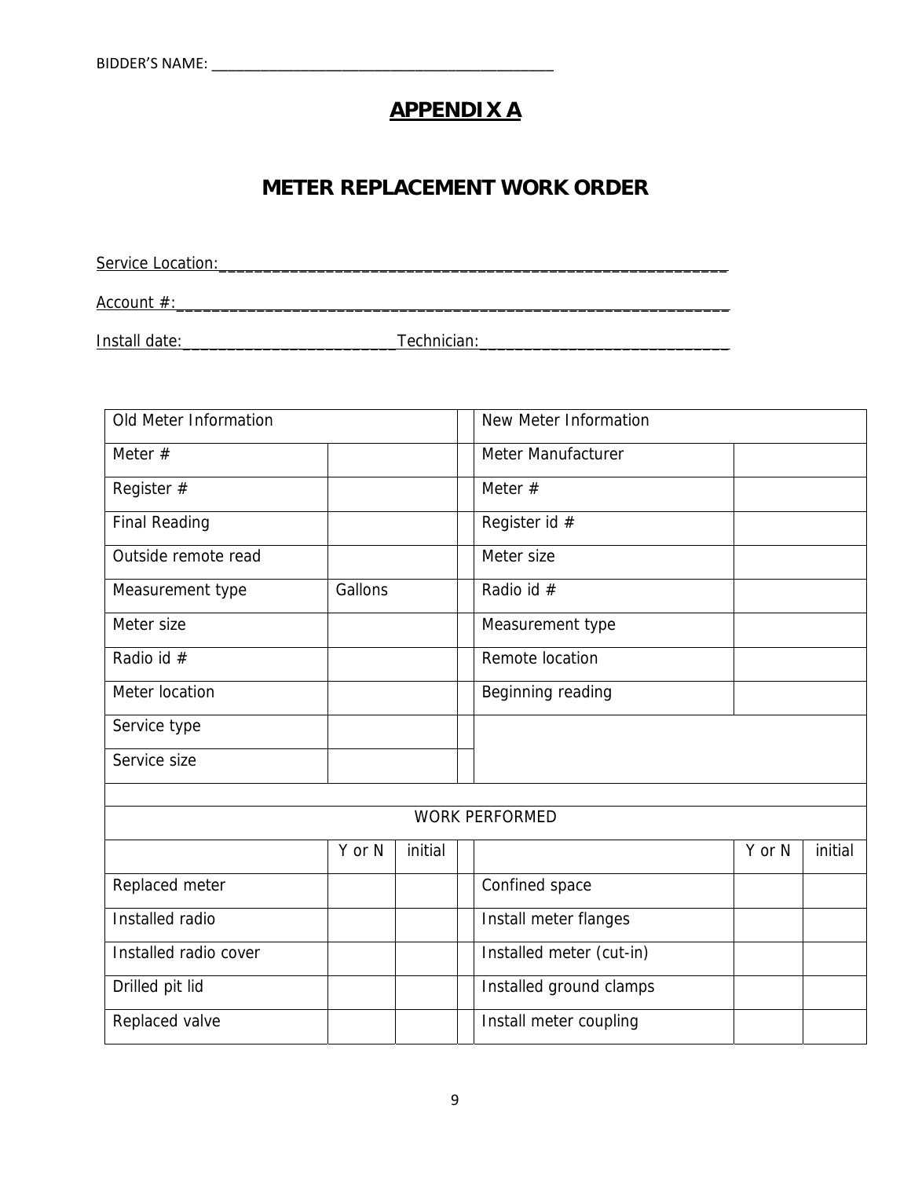BIDDER'S NAME: ____________________________________________

# APPENDIX A

## METER REPLACEMENT WORK ORDER

Service Location:___________________________________________________________

Account #:_________________________________________________________________

Install date:________________________Technician:____________________________

| Old Meter Information | | | | New Meter Information | | |
|---|---|---|---|---|---|---|
| Meter # | | | | Meter Manufacturer | | |
| Register # | | | | Meter # | | |
| Final Reading | | | | Register id # | | |
| Outside remote read | | | | Meter size | | |
| Measurement type | Gallons | | | Radio id # | | |
| Meter size | | | | Measurement type | | |
| Radio id # | | | | Remote location | | |
| Meter location | | | | Beginning reading | | |
| Service type | | | | | | |
| Service size | | | | | | |
| | | | | | | |
| WORK PERFORMED | | | | | | |
| | Y or N | initial | | | Y or N | initial |
| Replaced meter | | | | Confined space | | |
| Installed radio | | | | Install meter flanges | | |
| Installed radio cover | | | | Installed meter (cut-in) | | |
| Drilled pit lid | | | | Installed ground clamps | | |
| Replaced valve | | | | Install meter coupling | | |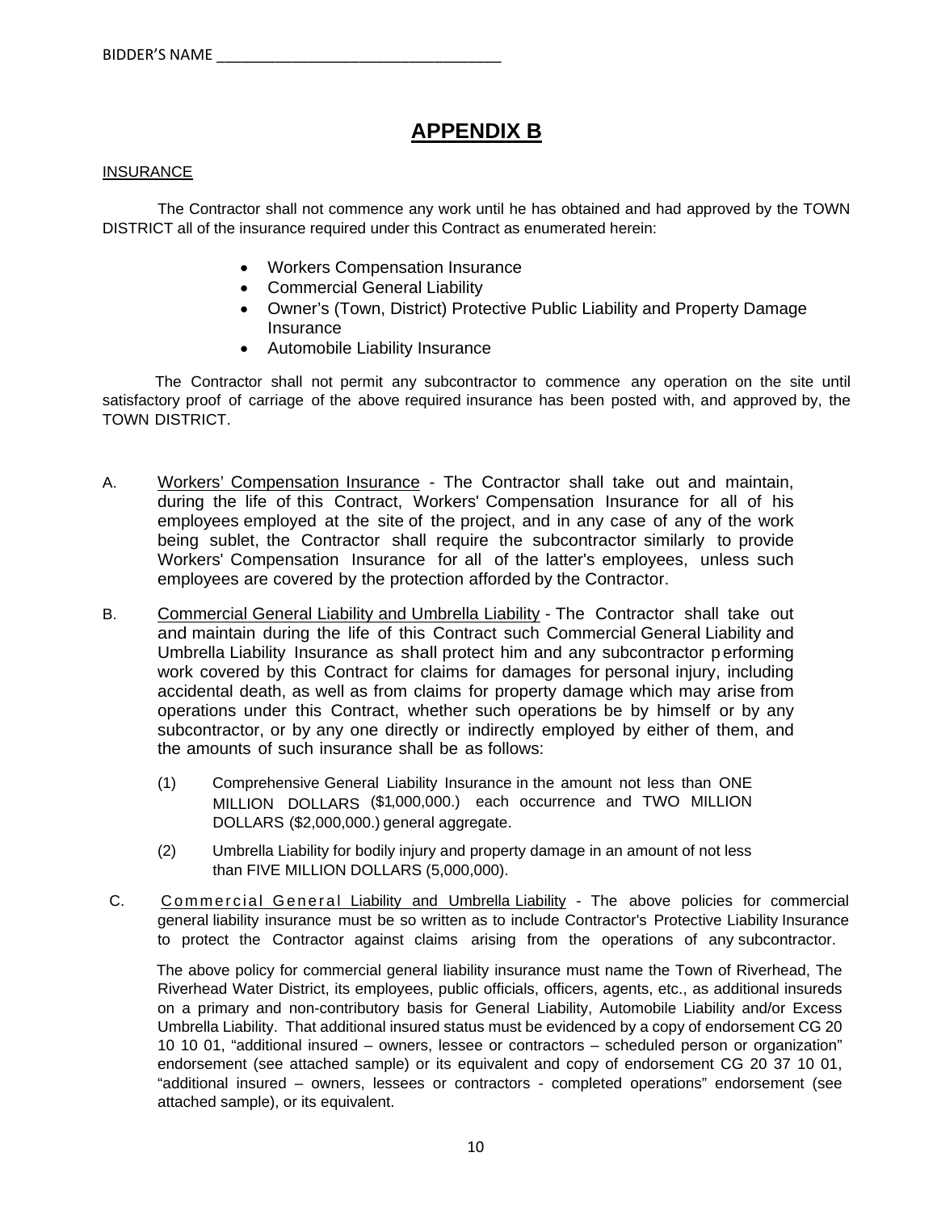BIDDER'S NAME ___________________________________

# APPENDIX B

INSURANCE

The Contractor shall not commence any work until he has obtained and had approved by the TOWN DISTRICT all of the insurance required under this Contract as enumerated herein:

- Workers Compensation Insurance
- Commercial General Liability
- Owner's (Town, District) Protective Public Liability and Property Damage Insurance
- Automobile Liability Insurance

The Contractor shall not permit any subcontractor to commence any operation on the site until satisfactory proof of carriage of the above required insurance has been posted with, and approved by, the TOWN DISTRICT.

A. Workers' Compensation Insurance - The Contractor shall take out and maintain, during the life of this Contract, Workers' Compensation Insurance for all of his employees employed at the site of the project, and in any case of any of the work being sublet, the Contractor shall require the subcontractor similarly to provide Workers' Compensation Insurance for all of the latter's employees, unless such employees are covered by the protection afforded by the Contractor.

B. Commercial General Liability and Umbrella Liability - The Contractor shall take out and maintain during the life of this Contract such Commercial General Liability and Umbrella Liability Insurance as shall protect him and any subcontractor performing work covered by this Contract for claims for damages for personal injury, including accidental death, as well as from claims for property damage which may arise from operations under this Contract, whether such operations be by himself or by any subcontractor, or by any one directly or indirectly employed by either of them, and the amounts of such insurance shall be as follows:

(1) Comprehensive General Liability Insurance in the amount not less than ONE MILLION DOLLARS ($1,000,000.) each occurrence and TWO MILLION DOLLARS ($2,000,000.) general aggregate.

(2) Umbrella Liability for bodily injury and property damage in an amount of not less than FIVE MILLION DOLLARS (5,000,000).

C. Commercial General Liability and Umbrella Liability - The above policies for commercial general liability insurance must be so written as to include Contractor's Protective Liability Insurance to protect the Contractor against claims arising from the operations of any subcontractor.

The above policy for commercial general liability insurance must name the Town of Riverhead, The Riverhead Water District, its employees, public officials, officers, agents, etc., as additional insureds on a primary and non-contributory basis for General Liability, Automobile Liability and/or Excess Umbrella Liability. That additional insured status must be evidenced by a copy of endorsement CG 20 10 10 01, "additional insured – owners, lessee or contractors – scheduled person or organization" endorsement (see attached sample) or its equivalent and copy of endorsement CG 20 37 10 01, "additional insured – owners, lessees or contractors - completed operations" endorsement (see attached sample), or its equivalent.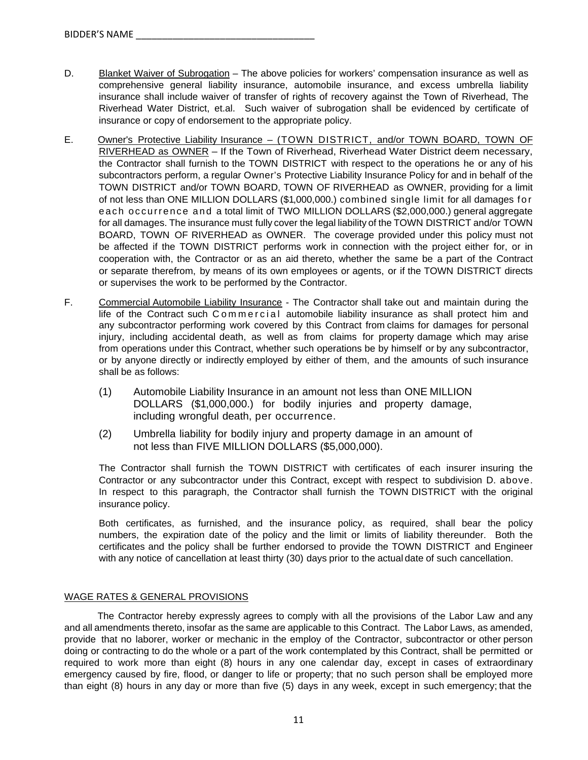BIDDER'S NAME ________________________________

D. Blanket Waiver of Subrogation – The above policies for workers' compensation insurance as well as comprehensive general liability insurance, automobile insurance, and excess umbrella liability insurance shall include waiver of transfer of rights of recovery against the Town of Riverhead, The Riverhead Water District, et.al. Such waiver of subrogation shall be evidenced by certificate of insurance or copy of endorsement to the appropriate policy.

E. Owner's Protective Liability Insurance – (TOWN DISTRICT, and/or TOWN BOARD, TOWN OF RIVERHEAD as OWNER – If the Town of Riverhead, Riverhead Water District deem necessary, the Contractor shall furnish to the TOWN DISTRICT with respect to the operations he or any of his subcontractors perform, a regular Owner's Protective Liability Insurance Policy for and in behalf of the TOWN DISTRICT and/or TOWN BOARD, TOWN OF RIVERHEAD as OWNER, providing for a limit of not less than ONE MILLION DOLLARS ($1,000,000.) combined single limit for all damages for each occurrence and a total limit of TWO MILLION DOLLARS ($2,000,000.) general aggregate for all damages. The insurance must fully cover the legal liability of the TOWN DISTRICT and/or TOWN BOARD, TOWN OF RIVERHEAD as OWNER. The coverage provided under this policy must not be affected if the TOWN DISTRICT performs work in connection with the project either for, or in cooperation with, the Contractor or as an aid thereto, whether the same be a part of the Contract or separate therefrom, by means of its own employees or agents, or if the TOWN DISTRICT directs or supervises the work to be performed by the Contractor.

F. Commercial Automobile Liability Insurance - The Contractor shall take out and maintain during the life of the Contract such Commercial automobile liability insurance as shall protect him and any subcontractor performing work covered by this Contract from claims for damages for personal injury, including accidental death, as well as from claims for property damage which may arise from operations under this Contract, whether such operations be by himself or by any subcontractor, or by anyone directly or indirectly employed by either of them, and the amounts of such insurance shall be as follows:

(1) Automobile Liability Insurance in an amount not less than ONE MILLION DOLLARS ($1,000,000.) for bodily injuries and property damage, including wrongful death, per occurrence.

(2) Umbrella liability for bodily injury and property damage in an amount of not less than FIVE MILLION DOLLARS ($5,000,000).

The Contractor shall furnish the TOWN DISTRICT with certificates of each insurer insuring the Contractor or any subcontractor under this Contract, except with respect to subdivision D. above. In respect to this paragraph, the Contractor shall furnish the TOWN DISTRICT with the original insurance policy.

Both certificates, as furnished, and the insurance policy, as required, shall bear the policy numbers, the expiration date of the policy and the limit or limits of liability thereunder. Both the certificates and the policy shall be further endorsed to provide the TOWN DISTRICT and Engineer with any notice of cancellation at least thirty (30) days prior to the actual date of such cancellation.

WAGE RATES & GENERAL PROVISIONS

The Contractor hereby expressly agrees to comply with all the provisions of the Labor Law and any and all amendments thereto, insofar as the same are applicable to this Contract. The Labor Laws, as amended, provide that no laborer, worker or mechanic in the employ of the Contractor, subcontractor or other person doing or contracting to do the whole or a part of the work contemplated by this Contract, shall be permitted or required to work more than eight (8) hours in any one calendar day, except in cases of extraordinary emergency caused by fire, flood, or danger to life or property; that no such person shall be employed more than eight (8) hours in any day or more than five (5) days in any week, except in such emergency; that the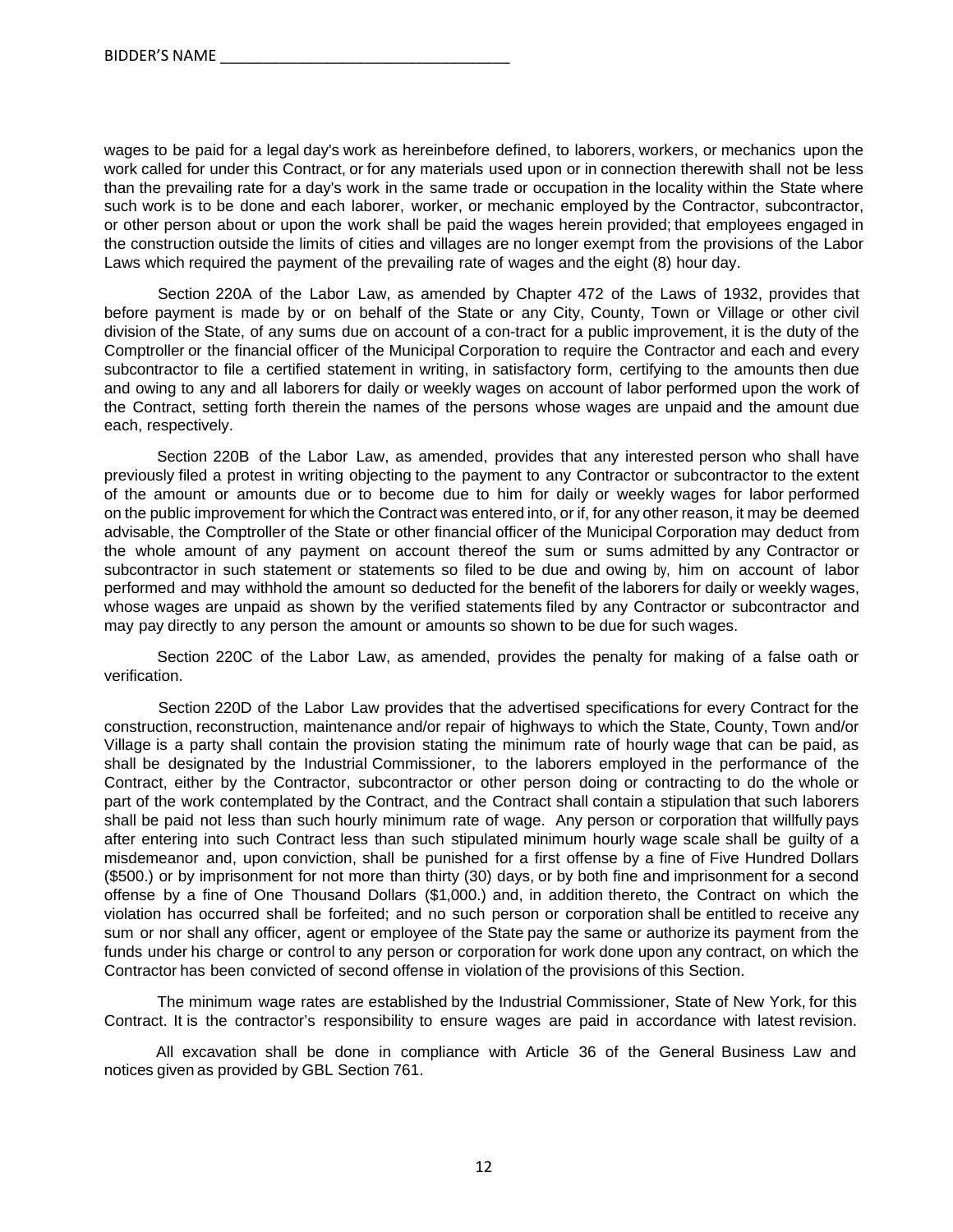BIDDER'S NAME ___________________________________

wages to be paid for a legal day's work as hereinbefore defined, to laborers, workers, or mechanics upon the work called for under this Contract, or for any materials used upon or in connection therewith shall not be less than the prevailing rate for a day's work in the same trade or occupation in the locality within the State where such work is to be done and each laborer, worker, or mechanic employed by the Contractor, subcontractor, or other person about or upon the work shall be paid the wages herein provided; that employees engaged in the construction outside the limits of cities and villages are no longer exempt from the provisions of the Labor Laws which required the payment of the prevailing rate of wages and the eight (8) hour day.

Section 220A of the Labor Law, as amended by Chapter 472 of the Laws of 1932, provides that before payment is made by or on behalf of the State or any City, County, Town or Village or other civil division of the State, of any sums due on account of a con-tract for a public improvement, it is the duty of the Comptroller or the financial officer of the Municipal Corporation to require the Contractor and each and every subcontractor to file a certified statement in writing, in satisfactory form, certifying to the amounts then due and owing to any and all laborers for daily or weekly wages on account of labor performed upon the work of the Contract, setting forth therein the names of the persons whose wages are unpaid and the amount due each, respectively.

Section 220B of the Labor Law, as amended, provides that any interested person who shall have previously filed a protest in writing objecting to the payment to any Contractor or subcontractor to the extent of the amount or amounts due or to become due to him for daily or weekly wages for labor performed on the public improvement for which the Contract was entered into, or if, for any other reason, it may be deemed advisable, the Comptroller of the State or other financial officer of the Municipal Corporation may deduct from the whole amount of any payment on account thereof the sum or sums admitted by any Contractor or subcontractor in such statement or statements so filed to be due and owing by, him on account of labor performed and may withhold the amount so deducted for the benefit of the laborers for daily or weekly wages, whose wages are unpaid as shown by the verified statements filed by any Contractor or subcontractor and may pay directly to any person the amount or amounts so shown to be due for such wages.

Section 220C of the Labor Law, as amended, provides the penalty for making of a false oath or verification.

Section 220D of the Labor Law provides that the advertised specifications for every Contract for the construction, reconstruction, maintenance and/or repair of highways to which the State, County, Town and/or Village is a party shall contain the provision stating the minimum rate of hourly wage that can be paid, as shall be designated by the Industrial Commissioner, to the laborers employed in the performance of the Contract, either by the Contractor, subcontractor or other person doing or contracting to do the whole or part of the work contemplated by the Contract, and the Contract shall contain a stipulation that such laborers shall be paid not less than such hourly minimum rate of wage. Any person or corporation that willfully pays after entering into such Contract less than such stipulated minimum hourly wage scale shall be guilty of a misdemeanor and, upon conviction, shall be punished for a first offense by a fine of Five Hundred Dollars ($500.) or by imprisonment for not more than thirty (30) days, or by both fine and imprisonment for a second offense by a fine of One Thousand Dollars ($1,000.) and, in addition thereto, the Contract on which the violation has occurred shall be forfeited; and no such person or corporation shall be entitled to receive any sum or nor shall any officer, agent or employee of the State pay the same or authorize its payment from the funds under his charge or control to any person or corporation for work done upon any contract, on which the Contractor has been convicted of second offense in violation of the provisions of this Section.

The minimum wage rates are established by the Industrial Commissioner, State of New York, for this Contract. It is the contractor's responsibility to ensure wages are paid in accordance with latest revision.

All excavation shall be done in compliance with Article 36 of the General Business Law and notices given as provided by GBL Section 761.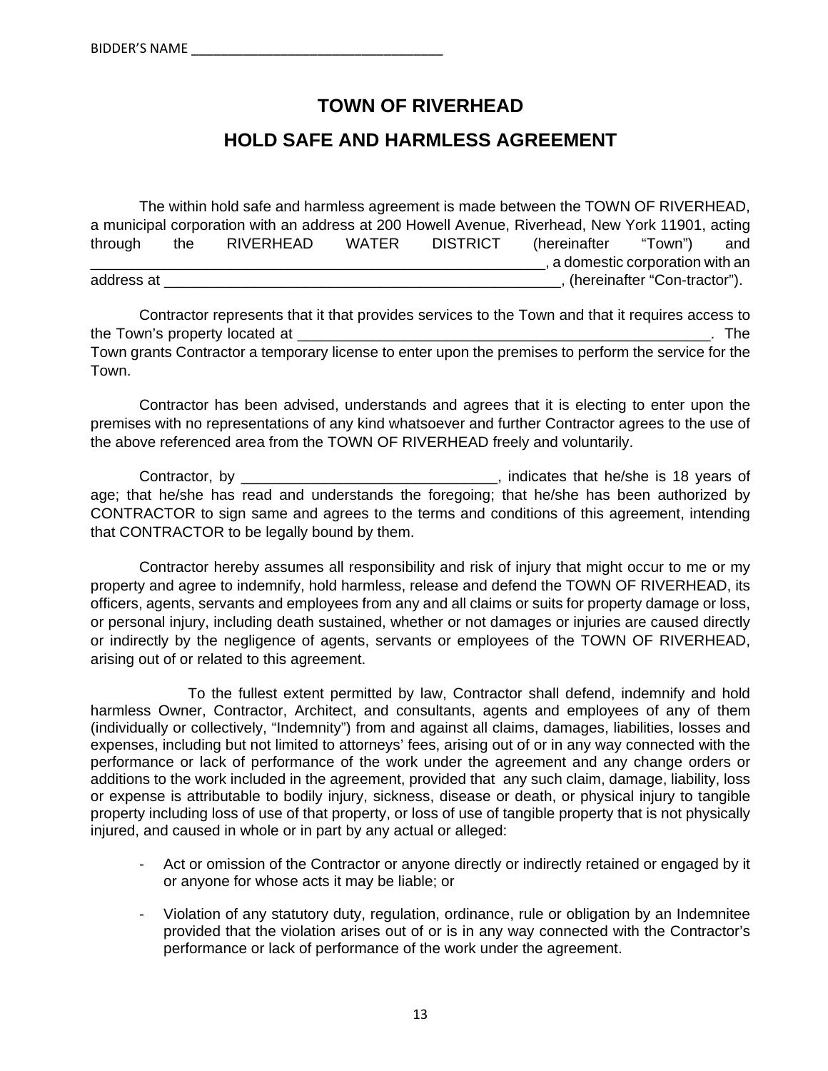BIDDER'S NAME ___________________________________

# TOWN OF RIVERHEAD

# HOLD SAFE AND HARMLESS AGREEMENT

The within hold safe and harmless agreement is made between the TOWN OF RIVERHEAD, a municipal corporation with an address at 200 Howell Avenue, Riverhead, New York 11901, acting through the RIVERHEAD WATER DISTRICT (hereinafter "Town") and ___________________________________________________________, a domestic corporation with an address at ___________________________________________________, (hereinafter "Con-tractor").

Contractor represents that it that provides services to the Town and that it requires access to the Town's property located at _____________________________________________________. The Town grants Contractor a temporary license to enter upon the premises to perform the service for the Town.

Contractor has been advised, understands and agrees that it is electing to enter upon the premises with no representations of any kind whatsoever and further Contractor agrees to the use of the above referenced area from the TOWN OF RIVERHEAD freely and voluntarily.

Contractor, by ________________________________, indicates that he/she is 18 years of age; that he/she has read and understands the foregoing; that he/she has been authorized by CONTRACTOR to sign same and agrees to the terms and conditions of this agreement, intending that CONTRACTOR to be legally bound by them.

Contractor hereby assumes all responsibility and risk of injury that might occur to me or my property and agree to indemnify, hold harmless, release and defend the TOWN OF RIVERHEAD, its officers, agents, servants and employees from any and all claims or suits for property damage or loss, or personal injury, including death sustained, whether or not damages or injuries are caused directly or indirectly by the negligence of agents, servants or employees of the TOWN OF RIVERHEAD, arising out of or related to this agreement.

To the fullest extent permitted by law, Contractor shall defend, indemnify and hold harmless Owner, Contractor, Architect, and consultants, agents and employees of any of them (individually or collectively, "Indemnity") from and against all claims, damages, liabilities, losses and expenses, including but not limited to attorneys' fees, arising out of or in any way connected with the performance or lack of performance of the work under the agreement and any change orders or additions to the work included in the agreement, provided that any such claim, damage, liability, loss or expense is attributable to bodily injury, sickness, disease or death, or physical injury to tangible property including loss of use of that property, or loss of use of tangible property that is not physically injured, and caused in whole or in part by any actual or alleged:

- Act or omission of the Contractor or anyone directly or indirectly retained or engaged by it or anyone for whose acts it may be liable; or
- Violation of any statutory duty, regulation, ordinance, rule or obligation by an Indemnitee provided that the violation arises out of or is in any way connected with the Contractor's performance or lack of performance of the work under the agreement.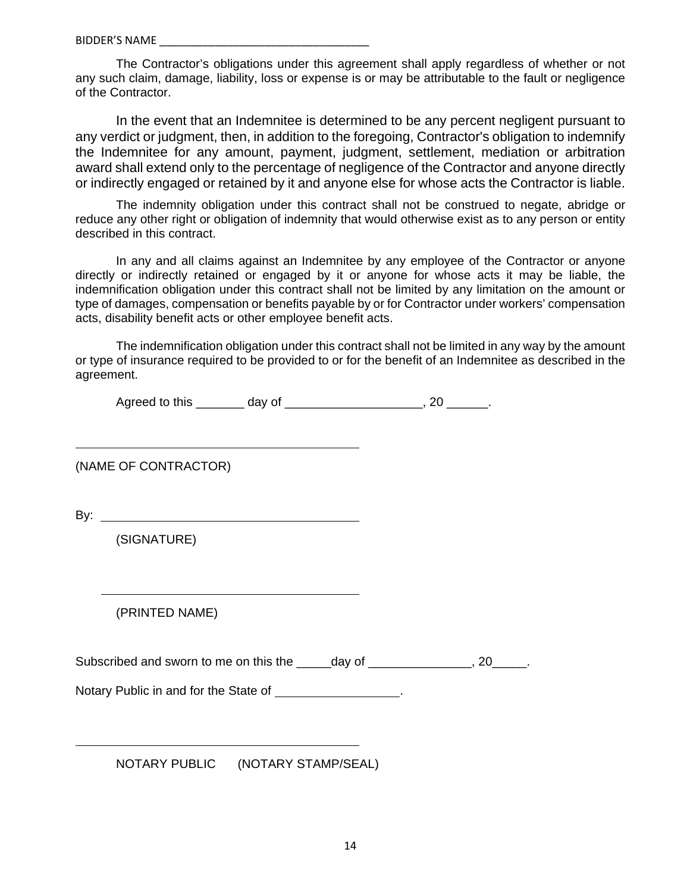BIDDER'S NAME ___________________________________

The Contractor's obligations under this agreement shall apply regardless of whether or not any such claim, damage, liability, loss or expense is or may be attributable to the fault or negligence of the Contractor.

In the event that an Indemnitee is determined to be any percent negligent pursuant to any verdict or judgment, then, in addition to the foregoing, Contractor's obligation to indemnify the Indemnitee for any amount, payment, judgment, settlement, mediation or arbitration award shall extend only to the percentage of negligence of the Contractor and anyone directly or indirectly engaged or retained by it and anyone else for whose acts the Contractor is liable.

The indemnity obligation under this contract shall not be construed to negate, abridge or reduce any other right or obligation of indemnity that would otherwise exist as to any person or entity described in this contract.

In any and all claims against an Indemnitee by any employee of the Contractor or anyone directly or indirectly retained or engaged by it or anyone for whose acts it may be liable, the indemnification obligation under this contract shall not be limited by any limitation on the amount or type of damages, compensation or benefits payable by or for Contractor under workers' compensation acts, disability benefit acts or other employee benefit acts.

The indemnification obligation under this contract shall not be limited in any way by the amount or type of insurance required to be provided to or for the benefit of an Indemnitee as described in the agreement.

Agreed to this _______ day of ____________________, 20 ______.

___________________________________________

(NAME OF CONTRACTOR)

By: ______________________________________

(SIGNATURE)

______________________________________

(PRINTED NAME)

Subscribed and sworn to me on this the _____day of _______________, 20_____.

Notary Public in and for the State of __________________.

___________________________________________

NOTARY PUBLIC (NOTARY STAMP/SEAL)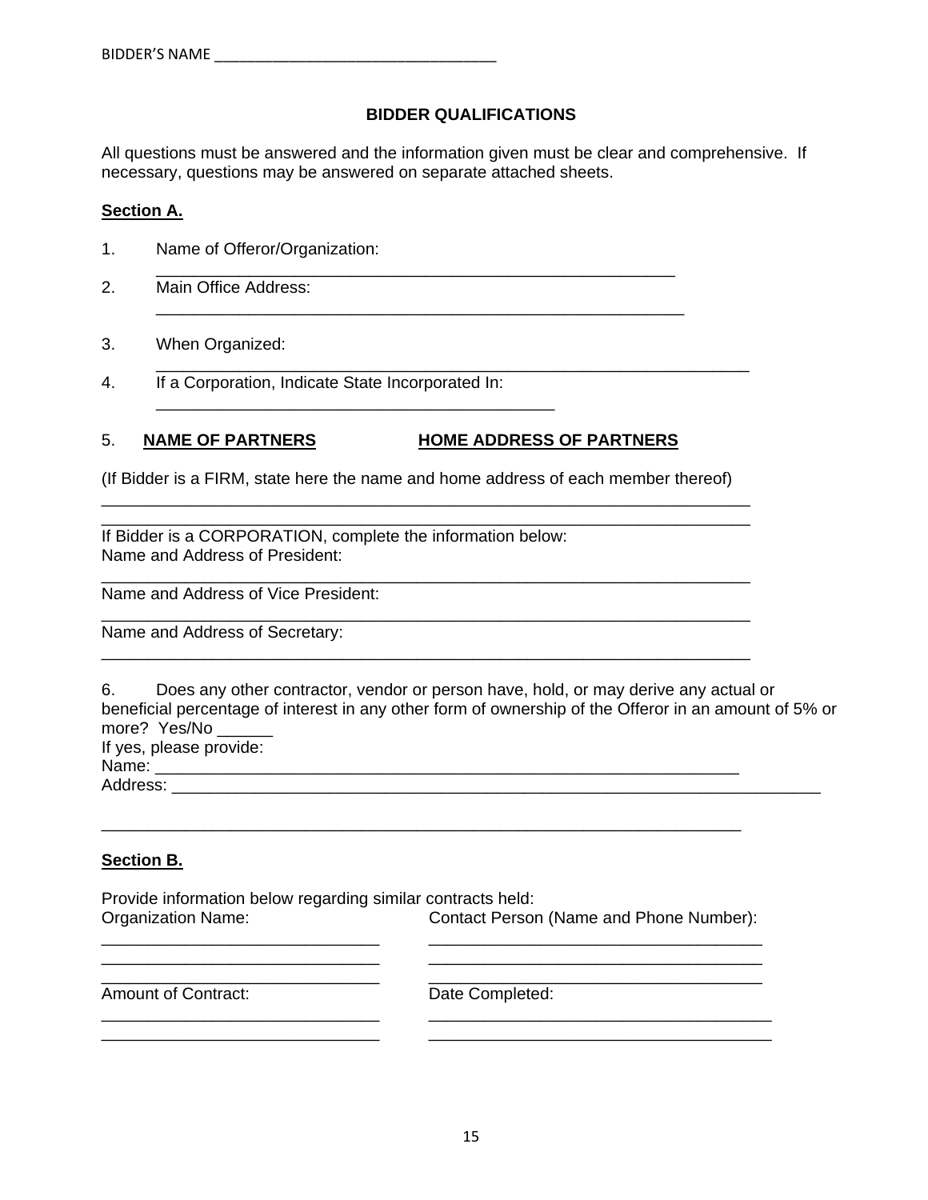BIDDER'S NAME ___________________________________

## BIDDER QUALIFICATIONS

All questions must be answered and the information given must be clear and comprehensive. If necessary, questions may be answered on separate attached sheets.

**Section A.**

1. Name of Offeror/Organization: ___________________________________________________________

2. Main Office Address: ___________________________________________________________

3. When Organized: ___________________________________________________________

4. If a Corporation, Indicate State Incorporated In: _____________________________________________

5. **NAME OF PARTNERS** **HOME ADDRESS OF PARTNERS**

(If Bidder is a FIRM, state here the name and home address of each member thereof)

__________________________________________________________________________

__________________________________________________________________________

If Bidder is a CORPORATION, complete the information below:
Name and Address of President:

__________________________________________________________________________

Name and Address of Vice President:

__________________________________________________________________________

Name and Address of Secretary:

__________________________________________________________________________

6. Does any other contractor, vendor or person have, hold, or may derive any actual or beneficial percentage of interest in any other form of ownership of the Offeror in an amount of 5% or more? Yes/No ______

If yes, please provide:
Name: _____________________________________________________________________
Address: ___________________________________________________________________________

__________________________________________________________________________

**Section B.**

Provide information below regarding similar contracts held:

| Organization Name: | Contact Person (Name and Phone Number): |
|---|---|
| ______________________________ | _____________________________________ |
| ______________________________ | _____________________________________ |
| ______________________________ | _____________________________________ |
| **Amount of Contract:** | **Date Completed:** |
| ______________________________ | _____________________________________ |
| ______________________________ | _____________________________________ |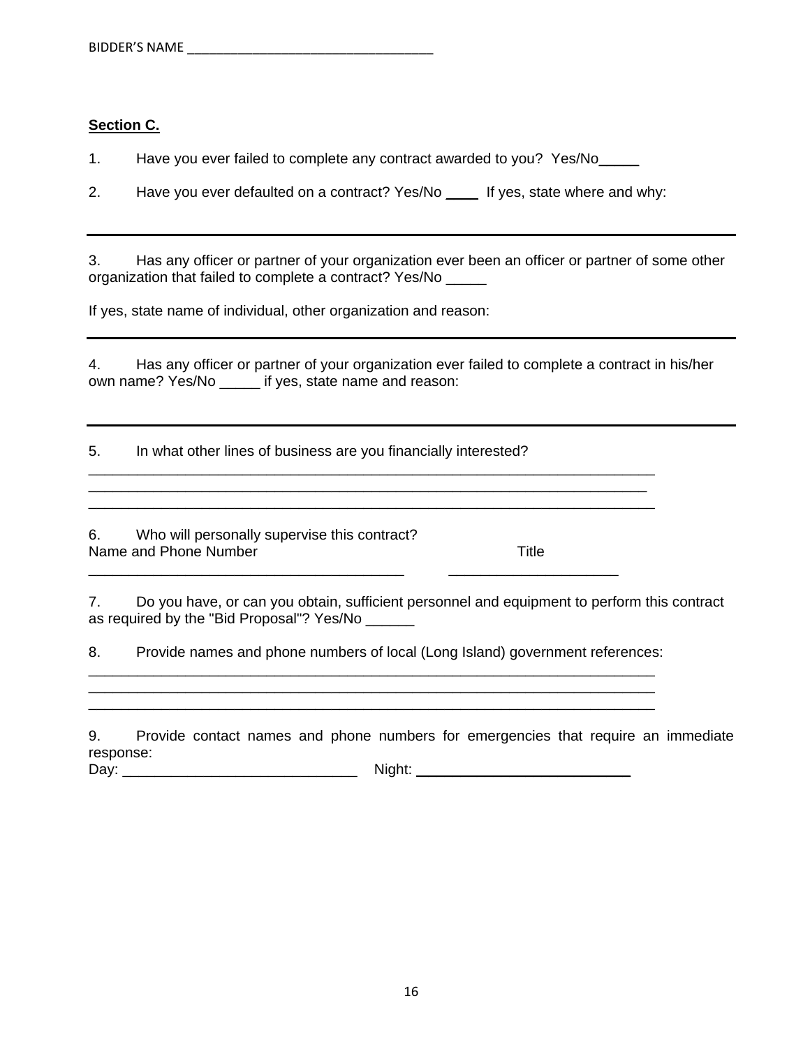BIDDER'S NAME ___________________________________

**Section C.**

1. Have you ever failed to complete any contract awarded to you? Yes/No_____

2. Have you ever defaulted on a contract? Yes/No ____ If yes, state where and why:

___

3. Has any officer or partner of your organization ever been an officer or partner of some other organization that failed to complete a contract? Yes/No _____

If yes, state name of individual, other organization and reason:

___

4. Has any officer or partner of your organization ever failed to complete a contract in his/her own name? Yes/No _____ if yes, state name and reason:

___

5. In what other lines of business are you financially interested?

_________________________________________________________________________
_________________________________________________________________________
_________________________________________________________________________

6. Who will personally supervise this contract?

Name and Phone Number Title

________________________________________ _____________________

7. Do you have, or can you obtain, sufficient personnel and equipment to perform this contract as required by the "Bid Proposal"? Yes/No ______

8. Provide names and phone numbers of local (Long Island) government references:

_________________________________________________________________________
_________________________________________________________________________
_________________________________________________________________________

9. Provide contact names and phone numbers for emergencies that require an immediate response:

Day: _____________________________ Night: ____________________________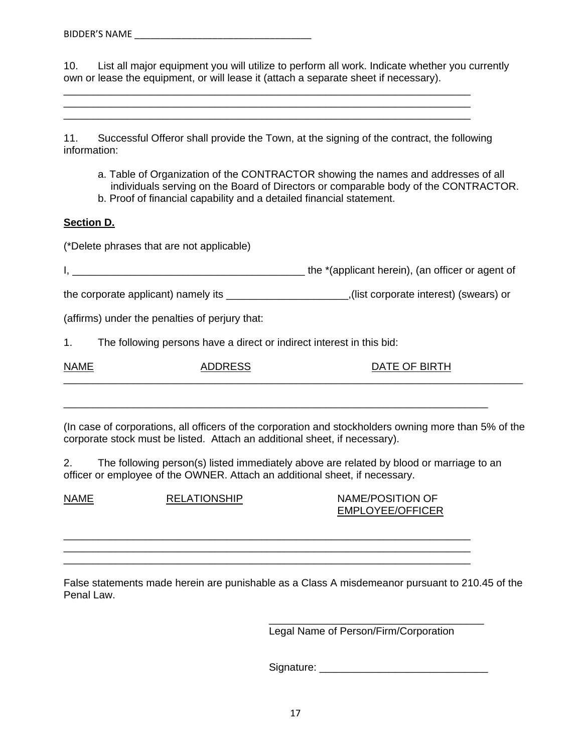BIDDER'S NAME ________________________________

10. List all major equipment you will utilize to perform all work. Indicate whether you currently own or lease the equipment, or will lease it (attach a separate sheet if necessary).

______________________________________________________________________
______________________________________________________________________
______________________________________________________________________

11. Successful Offeror shall provide the Town, at the signing of the contract, the following information:

a. Table of Organization of the CONTRACTOR showing the names and addresses of all individuals serving on the Board of Directors or comparable body of the CONTRACTOR.
b. Proof of financial capability and a detailed financial statement.

**Section D.**

(*Delete phrases that are not applicable)

I, ________________________________________ the *(applicant herein), (an officer or agent of

the corporate applicant) namely its ____________________,(list corporate interest) (swears) or

(affirms) under the penalties of perjury that:

1. The following persons have a direct or indirect interest in this bid:

| NAME | ADDRESS | DATE OF BIRTH |
|---|---|---|
| | | |
| | | |

(In case of corporations, all officers of the corporation and stockholders owning more than 5% of the corporate stock must be listed. Attach an additional sheet, if necessary).

2. The following person(s) listed immediately above are related by blood or marriage to an officer or employee of the OWNER. Attach an additional sheet, if necessary.

| NAME | RELATIONSHIP | NAME/POSITION OF EMPLOYEE/OFFICER |
|---|---|---|
| | | |
| | | |
| | | |

False statements made herein are punishable as a Class A misdemeanor pursuant to 210.45 of the Penal Law.

____________________________________
Legal Name of Person/Firm/Corporation

Signature: ____________________________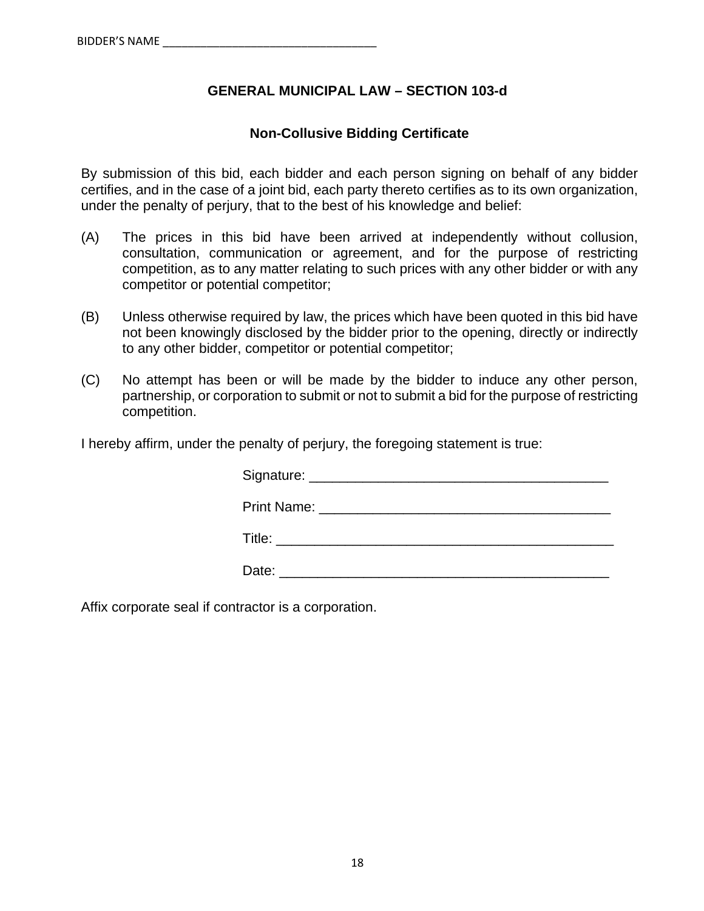BIDDER'S NAME ________________________________

## GENERAL MUNICIPAL LAW – SECTION 103-d

### Non-Collusive Bidding Certificate

By submission of this bid, each bidder and each person signing on behalf of any bidder certifies, and in the case of a joint bid, each party thereto certifies as to its own organization, under the penalty of perjury, that to the best of his knowledge and belief:

(A) The prices in this bid have been arrived at independently without collusion, consultation, communication or agreement, and for the purpose of restricting competition, as to any matter relating to such prices with any other bidder or with any competitor or potential competitor;

(B) Unless otherwise required by law, the prices which have been quoted in this bid have not been knowingly disclosed by the bidder prior to the opening, directly or indirectly to any other bidder, competitor or potential competitor;

(C) No attempt has been or will be made by the bidder to induce any other person, partnership, or corporation to submit or not to submit a bid for the purpose of restricting competition.

I hereby affirm, under the penalty of perjury, the foregoing statement is true:

Signature: ______________________________________

Print Name: _____________________________________

Title: __________________________________________

Date: __________________________________________

Affix corporate seal if contractor is a corporation.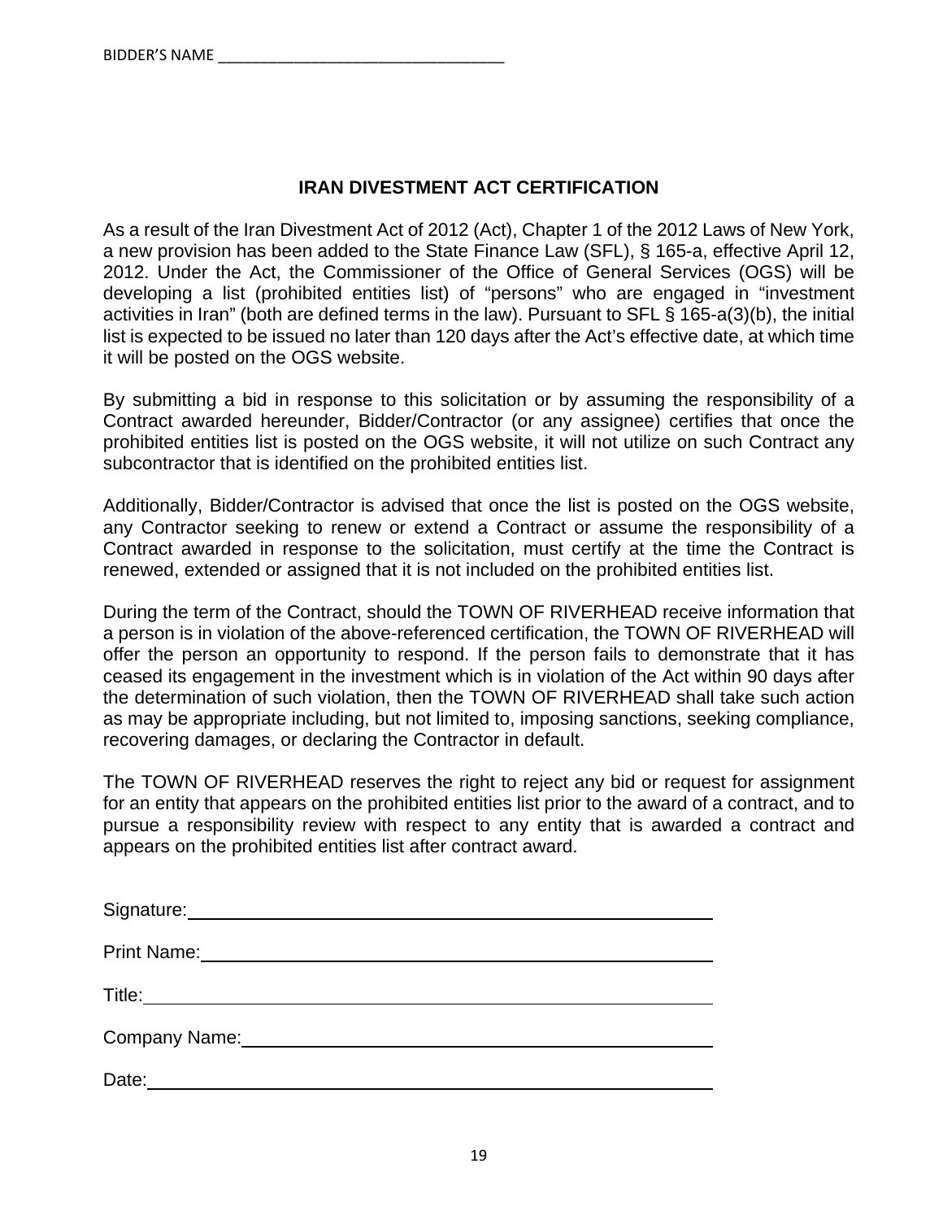BIDDER'S NAME ___________________________________

## IRAN DIVESTMENT ACT CERTIFICATION

As a result of the Iran Divestment Act of 2012 (Act), Chapter 1 of the 2012 Laws of New York, a new provision has been added to the State Finance Law (SFL), § 165-a, effective April 12, 2012. Under the Act, the Commissioner of the Office of General Services (OGS) will be developing a list (prohibited entities list) of "persons" who are engaged in "investment activities in Iran" (both are defined terms in the law). Pursuant to SFL § 165-a(3)(b), the initial list is expected to be issued no later than 120 days after the Act's effective date, at which time it will be posted on the OGS website.

By submitting a bid in response to this solicitation or by assuming the responsibility of a Contract awarded hereunder, Bidder/Contractor (or any assignee) certifies that once the prohibited entities list is posted on the OGS website, it will not utilize on such Contract any subcontractor that is identified on the prohibited entities list.

Additionally, Bidder/Contractor is advised that once the list is posted on the OGS website, any Contractor seeking to renew or extend a Contract or assume the responsibility of a Contract awarded in response to the solicitation, must certify at the time the Contract is renewed, extended or assigned that it is not included on the prohibited entities list.

During the term of the Contract, should the TOWN OF RIVERHEAD receive information that a person is in violation of the above-referenced certification, the TOWN OF RIVERHEAD will offer the person an opportunity to respond. If the person fails to demonstrate that it has ceased its engagement in the investment which is in violation of the Act within 90 days after the determination of such violation, then the TOWN OF RIVERHEAD shall take such action as may be appropriate including, but not limited to, imposing sanctions, seeking compliance, recovering damages, or declaring the Contractor in default.

The TOWN OF RIVERHEAD reserves the right to reject any bid or request for assignment for an entity that appears on the prohibited entities list prior to the award of a contract, and to pursue a responsibility review with respect to any entity that is awarded a contract and appears on the prohibited entities list after contract award.

Signature: ___________________________________

Print Name: ___________________________________

Title: ___________________________________

Company Name: ___________________________________

Date: ___________________________________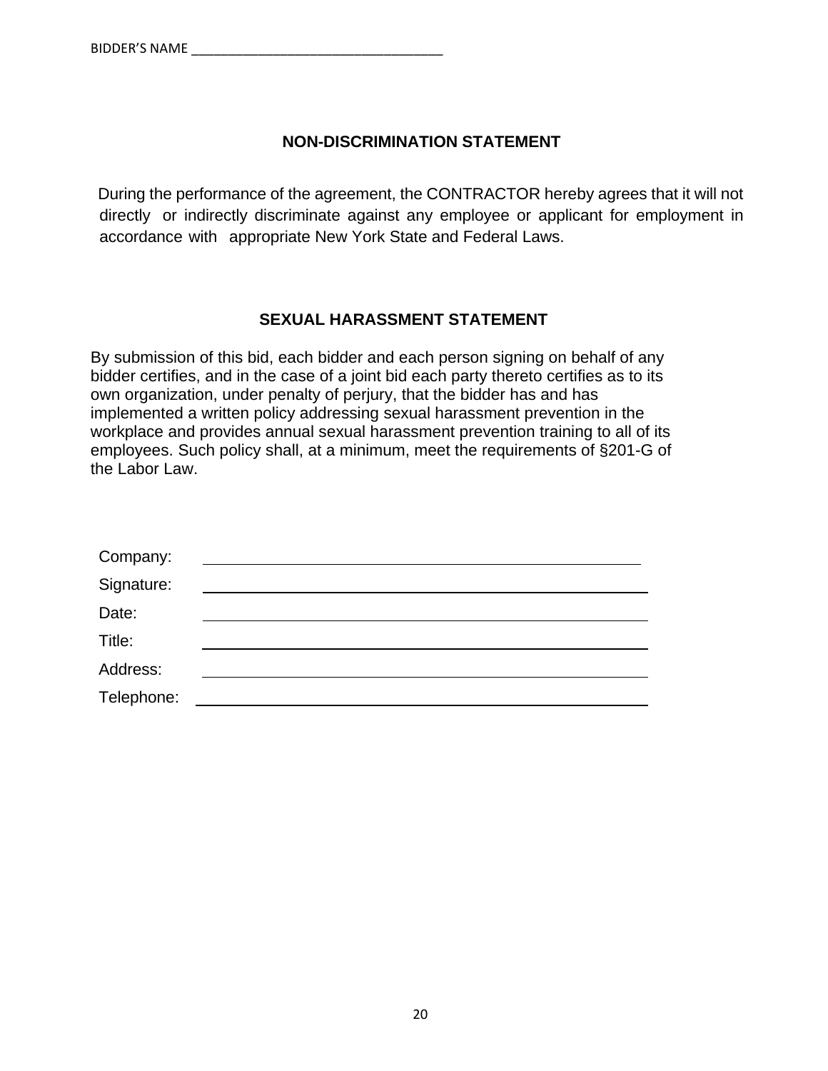BIDDER'S NAME ___________________________________

## NON-DISCRIMINATION STATEMENT

During the performance of the agreement, the CONTRACTOR hereby agrees that it will not directly or indirectly discriminate against any employee or applicant for employment in accordance with appropriate New York State and Federal Laws.

## SEXUAL HARASSMENT STATEMENT

By submission of this bid, each bidder and each person signing on behalf of any bidder certifies, and in the case of a joint bid each party thereto certifies as to its own organization, under penalty of perjury, that the bidder has and has implemented a written policy addressing sexual harassment prevention in the workplace and provides annual sexual harassment prevention training to all of its employees. Such policy shall, at a minimum, meet the requirements of §201-G of the Labor Law.

Company: ___________________________________

Signature: ___________________________________

Date: ___________________________________

Title: ___________________________________

Address: ___________________________________

Telephone: ___________________________________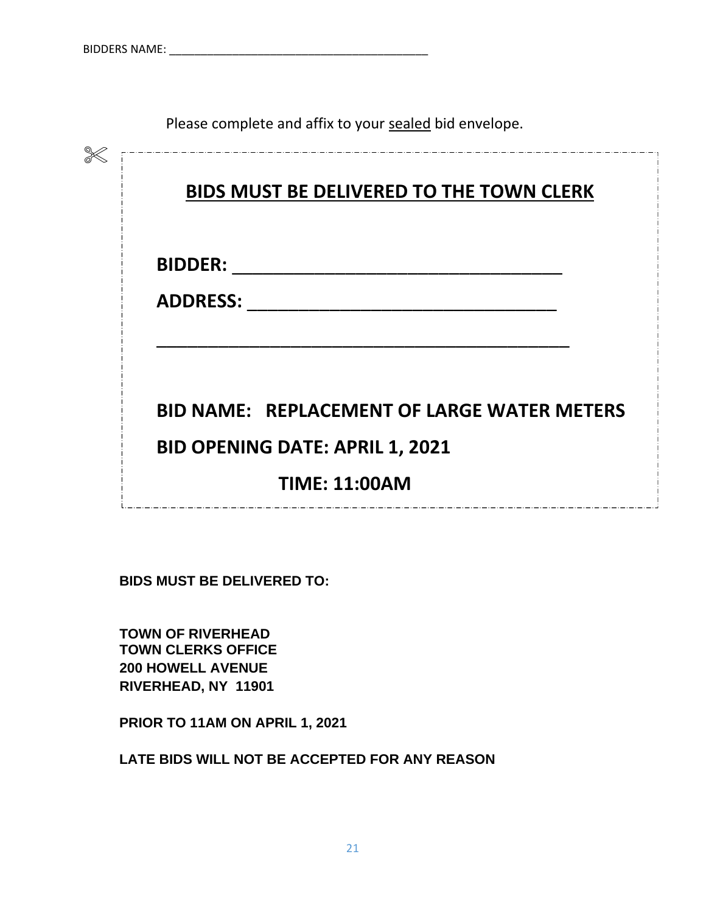BIDDERS NAME: ________________________________________

Please complete and affix to your sealed bid envelope.

## BIDS MUST BE DELIVERED TO THE TOWN CLERK

**BIDDER: ________________________________**

**ADDRESS: ______________________________**

**__________________________________________**

**BID NAME: REPLACEMENT OF LARGE WATER METERS**

**BID OPENING DATE: APRIL 1, 2021**

**TIME: 11:00AM**

**BIDS MUST BE DELIVERED TO:**

**TOWN OF RIVERHEAD**
**TOWN CLERKS OFFICE**
**200 HOWELL AVENUE**
**RIVERHEAD, NY 11901**

**PRIOR TO 11AM ON APRIL 1, 2021**

**LATE BIDS WILL NOT BE ACCEPTED FOR ANY REASON**